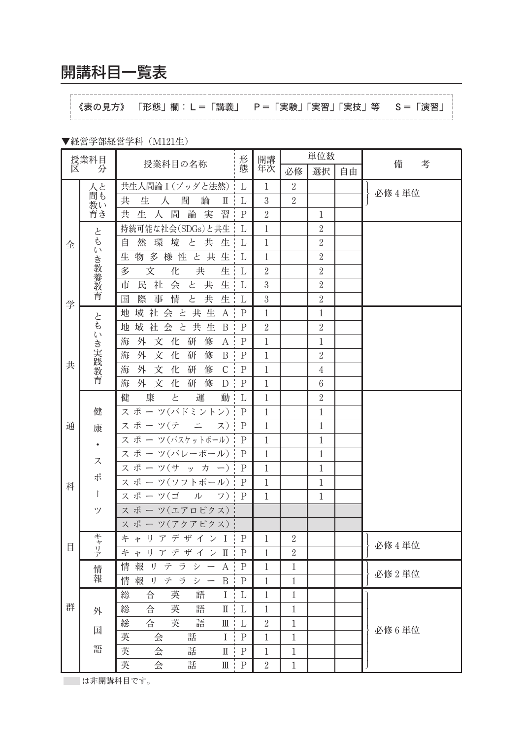# 開講科目一覧表

《表の見方》 「形態」欄：L＝「講義」　P＝「実験」「実習」「実技」等　S＝「演習」

▼経営学部経営学科（M121生）

| 授業科目区分 | | 授業科目の名称 | 形態 | 開講年次 | 単位数 | | | 備考 |
|---|---|---|---|---|---|---|---|---|
| | | | | | 必修 | 選択 | 自由 | |
| 全学共通科目群 | 人と間も教い育き | 共生人間論Ⅰ（ブッダと法然） | L | 1 | 2 | | | 必修4単位 |
| | | 共生人間論Ⅱ | L | 3 | 2 | | | |
| | | 共生人間論実習 | P | 2 | | 1 | | |
| | ともいき教養教育 | 持続可能な社会(SDGs)と共生 | L | 1 | | 2 | | |
| | | 自然環境と共生 | L | 1 | | 2 | | |
| | | 生物多様性と共生 | L | 1 | | 2 | | |
| | | 多文化共生 | L | 2 | | 2 | | |
| | | 市民社会と共生 | L | 3 | | 2 | | |
| | | 国際事情と共生 | L | 3 | | 2 | | |
| | ともいき実践教育 | 地域社会と共生A | P | 1 | | 1 | | |
| | | 地域社会と共生B | P | 2 | | 2 | | |
| | | 海外文化研修A | P | 1 | | 1 | | |
| | | 海外文化研修B | P | 1 | | 2 | | |
| | | 海外文化研修C | P | 1 | | 4 | | |
| | | 海外文化研修D | P | 1 | | 6 | | |
| | 健康・スポーツ | 健康と運動 | L | 1 | | 2 | | |
| | | スポーツ(バドミントン) | P | 1 | | 1 | | |
| | | スポーツ(テニス) | P | 1 | | 1 | | |
| | | スポーツ(バスケットボール) | P | 1 | | 1 | | |
| | | スポーツ(バレーボール) | P | 1 | | 1 | | |
| | | スポーツ(サッカー) | P | 1 | | 1 | | |
| | | スポーツ(ソフトボール) | P | 1 | | 1 | | |
| | | スポーツ(ゴルフ) | P | 1 | | 1 | | |
| | | スポーツ(エアロビクス) | | | | | | |
| | | スポーツ(アクアビクス) | | | | | | |
| | キャリア | キャリアデザインⅠ | P | 1 | 2 | | | 必修4単位 |
| | | キャリアデザインⅡ | P | 1 | 2 | | | |
| | 情報 | 情報リテラシーA | P | 1 | 1 | | | 必修2単位 |
| | | 情報リテラシーB | P | 1 | 1 | | | |
| | 外国語 | 総合英語Ⅰ | L | 1 | 1 | | | 必修6単位 |
| | | 総合英語Ⅱ | L | 1 | 1 | | | |
| | | 総合英語Ⅲ | L | 2 | 1 | | | |
| | | 英会話Ⅰ | P | 1 | 1 | | | |
| | | 英会話Ⅱ | P | 1 | 1 | | | |
| | | 英会話Ⅲ | P | 2 | 1 | | | |

（網掛け）は非開講科目です。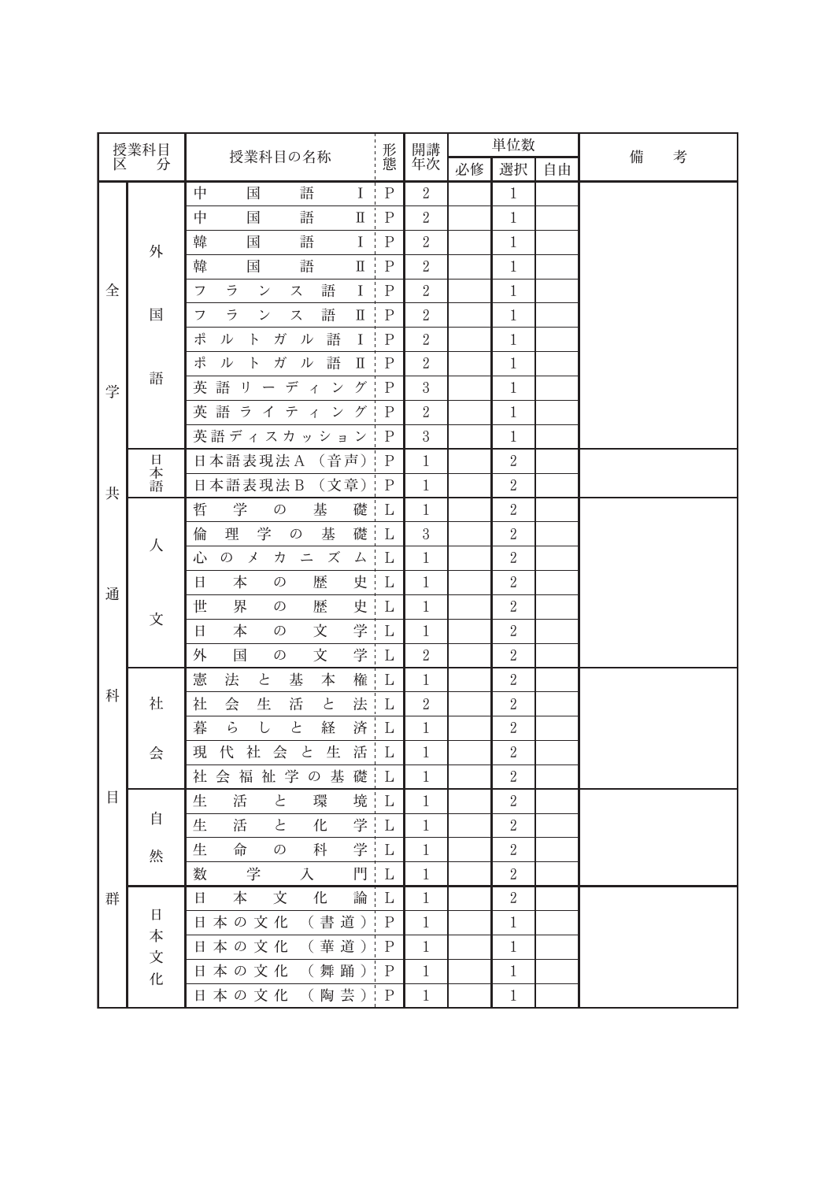| 授業科目区分 | | 授業科目の名称 | 形態 | 開講年次 | 単位数 | | | 備考 |
|---|---|---|---|---|---|---|---|---|
| | | | | | 必修 | 選択 | 自由 | |
| 全学共通科目群 | 外国語 | 中国語Ⅰ | P | 2 | | 1 | | |
| | | 中国語Ⅱ | P | 2 | | 1 | | |
| | | 韓国語Ⅰ | P | 2 | | 1 | | |
| | | 韓国語Ⅱ | P | 2 | | 1 | | |
| | | フランス語Ⅰ | P | 2 | | 1 | | |
| | | フランス語Ⅱ | P | 2 | | 1 | | |
| | | ポルトガル語Ⅰ | P | 2 | | 1 | | |
| | | ポルトガル語Ⅱ | P | 2 | | 1 | | |
| | | 英語リーディング | P | 3 | | 1 | | |
| | | 英語ライティング | P | 2 | | 1 | | |
| | | 英語ディスカッション | P | 3 | | 1 | | |
| | 日本語 | 日本語表現法A（音声） | P | 1 | | 2 | | |
| | | 日本語表現法B（文章） | P | 1 | | 2 | | |
| | 人文 | 哲学の基礎 | L | 1 | | 2 | | |
| | | 倫理学の基礎 | L | 3 | | 2 | | |
| | | 心のメカニズム | L | 1 | | 2 | | |
| | | 日本の歴史 | L | 1 | | 2 | | |
| | | 世界の歴史 | L | 1 | | 2 | | |
| | | 日本の文学 | L | 1 | | 2 | | |
| | | 外国の文学 | L | 2 | | 2 | | |
| | 社会 | 憲法と基本権 | L | 1 | | 2 | | |
| | | 社会生活と法 | L | 2 | | 2 | | |
| | | 暮らしと経済 | L | 1 | | 2 | | |
| | | 現代社会と生活 | L | 1 | | 2 | | |
| | | 社会福祉学の基礎 | L | 1 | | 2 | | |
| | 自然 | 生活と環境 | L | 1 | | 2 | | |
| | | 生活と化学 | L | 1 | | 2 | | |
| | | 生命の科学 | L | 1 | | 2 | | |
| | | 数学入門 | L | 1 | | 2 | | |
| | 日本文化 | 日本文化論 | L | 1 | | 2 | | |
| | | 日本の文化（書道） | P | 1 | | 1 | | |
| | | 日本の文化（華道） | P | 1 | | 1 | | |
| | | 日本の文化（舞踊） | P | 1 | | 1 | | |
| | | 日本の文化（陶芸） | P | 1 | | 1 | | |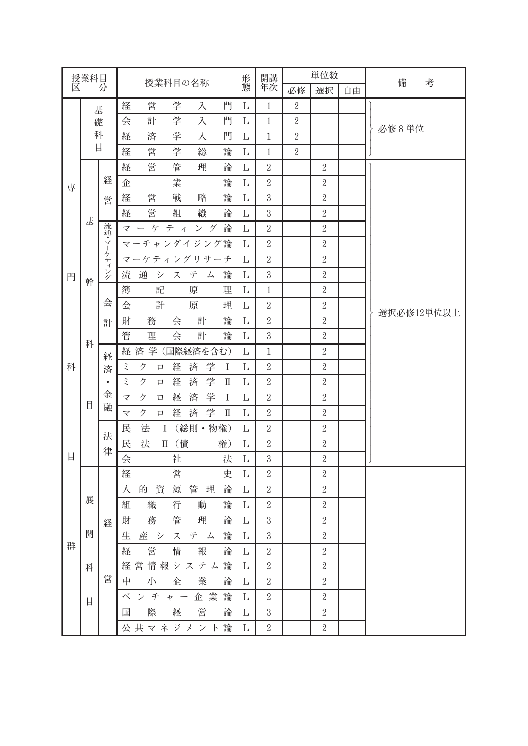| 授業科目区分 | | | 授業科目の名称 | 形態 | 開講年次 | 単位数 | | | 備考 |
|---|---|---|---|---|---|---|---|---|---|
| | | | | | | 必修 | 選択 | 自由 | |
| 専門科目 | 基礎科目 | | 経営学入門 | L | 1 | 2 | | | 必修8単位 |
| | | | 会計学入門 | L | 1 | 2 | | | |
| | | | 経済学入門 | L | 1 | 2 | | | |
| | | | 経営学総論 | L | 1 | 2 | | | |
| | 基幹科目 | 経営 | 経営管理論 | L | 2 | | 2 | | 選択必修12単位以上 |
| | | | 企業論 | L | 2 | | 2 | | |
| | | | 経営戦略論 | L | 3 | | 2 | | |
| | | | 経営組織論 | L | 3 | | 2 | | |
| | | 流通・マーケティング | マーケティング論 | L | 2 | | 2 | | |
| | | | マーチャンダイジング論 | L | 2 | | 2 | | |
| | | | マーケティングリサーチ | L | 2 | | 2 | | |
| | | | 流通システム論 | L | 3 | | 2 | | |
| | | 会計 | 簿記原理 | L | 1 | | 2 | | |
| | | | 会計原理 | L | 2 | | 2 | | |
| | | | 財務会計論 | L | 2 | | 2 | | |
| | | | 管理会計論 | L | 3 | | 2 | | |
| | | 経済・金融 | 経済学（国際経済を含む） | L | 1 | | 2 | | |
| | | | ミクロ経済学Ⅰ | L | 2 | | 2 | | |
| | | | ミクロ経済学Ⅱ | L | 2 | | 2 | | |
| | | | マクロ経済学Ⅰ | L | 2 | | 2 | | |
| | | | マクロ経済学Ⅱ | L | 2 | | 2 | | |
| | | 法律 | 民法Ⅰ（総則・物権） | L | 2 | | 2 | | |
| | | | 民法Ⅱ（債権） | L | 2 | | 2 | | |
| | | | 会社法 | L | 3 | | 2 | | |
| | 展開科目群 | 経営 | 経営史 | L | 2 | | 2 | | |
| | | | 人的資源管理論 | L | 2 | | 2 | | |
| | | | 組織行動論 | L | 2 | | 2 | | |
| | | | 財務管理論 | L | 3 | | 2 | | |
| | | | 生産システム論 | L | 3 | | 2 | | |
| | | | 経営情報論 | L | 2 | | 2 | | |
| | | | 経営情報システム論 | L | 2 | | 2 | | |
| | | | 中小企業論 | L | 2 | | 2 | | |
| | | | ベンチャー企業論 | L | 2 | | 2 | | |
| | | | 国際経営論 | L | 3 | | 2 | | |
| | | | 公共マネジメント論 | L | 2 | | 2 | | |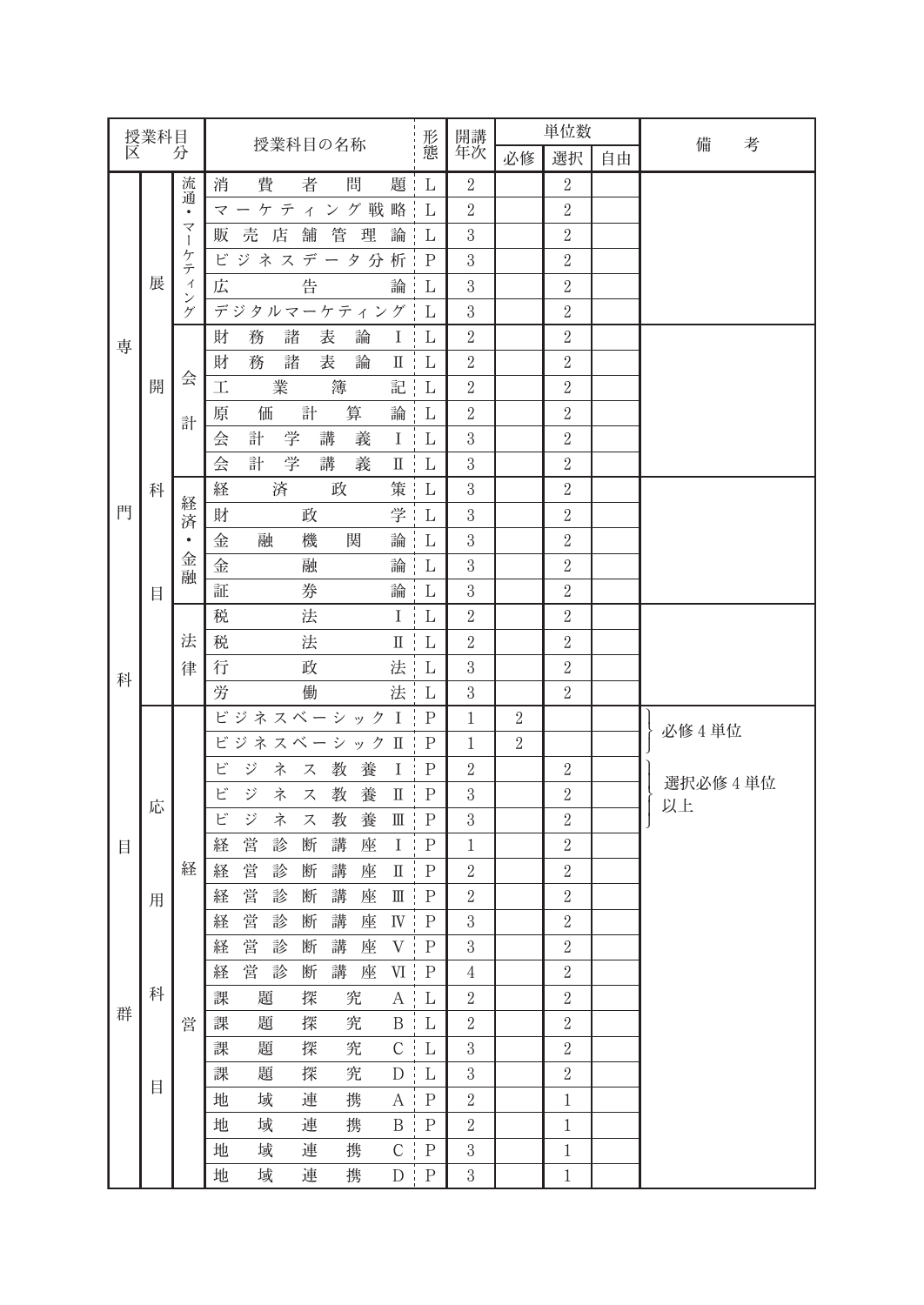| 授業科目区分 | | | 授業科目の名称 | 形態 | 開講年次 | 単位数 | | | 備考 |
|---|---|---|---|---|---|---|---|---|---|
| | | | | | | 必修 | 選択 | 自由 | |
| 専門科目群 | 展開科目 | 流通・マーケティング | 消費者問題 | L | 2 | | 2 | | |
| | | | マーケティング戦略 | L | 2 | | 2 | | |
| | | | 販売店舗管理論 | L | 3 | | 2 | | |
| | | | ビジネスデータ分析 | P | 3 | | 2 | | |
| | | | 広告論 | L | 3 | | 2 | | |
| | | | デジタルマーケティング | L | 3 | | 2 | | |
| | | 会計 | 財務諸表論Ⅰ | L | 2 | | 2 | | |
| | | | 財務諸表論Ⅱ | L | 2 | | 2 | | |
| | | | 工業簿記 | L | 2 | | 2 | | |
| | | | 原価計算論 | L | 2 | | 2 | | |
| | | | 会計学講義Ⅰ | L | 3 | | 2 | | |
| | | | 会計学講義Ⅱ | L | 3 | | 2 | | |
| | | 経済・金融 | 経済政策 | L | 3 | | 2 | | |
| | | | 財政学 | L | 3 | | 2 | | |
| | | | 金融機関論 | L | 3 | | 2 | | |
| | | | 金融論 | L | 3 | | 2 | | |
| | | | 証券論 | L | 3 | | 2 | | |
| | | 法律 | 税法Ⅰ | L | 2 | | 2 | | |
| | | | 税法Ⅱ | L | 2 | | 2 | | |
| | | | 行政法 | L | 3 | | 2 | | |
| | | | 労働法 | L | 3 | | 2 | | |
| | 応用科目 | 経営 | ビジネスベーシックⅠ | P | 1 | 2 | | | 必修4単位 |
| | | | ビジネスベーシックⅡ | P | 1 | 2 | | | |
| | | | ビジネス教養Ⅰ | P | 2 | | 2 | | 選択必修4単位以上 |
| | | | ビジネス教養Ⅱ | P | 3 | | 2 | | |
| | | | ビジネス教養Ⅲ | P | 3 | | 2 | | |
| | | | 経営診断講座Ⅰ | P | 1 | | 2 | | |
| | | | 経営診断講座Ⅱ | P | 2 | | 2 | | |
| | | | 経営診断講座Ⅲ | P | 2 | | 2 | | |
| | | | 経営診断講座Ⅳ | P | 3 | | 2 | | |
| | | | 経営診断講座Ⅴ | P | 3 | | 2 | | |
| | | | 経営診断講座Ⅵ | P | 4 | | 2 | | |
| | | | 課題探究A | L | 2 | | 2 | | |
| | | | 課題探究B | L | 2 | | 2 | | |
| | | | 課題探究C | L | 3 | | 2 | | |
| | | | 課題探究D | L | 3 | | 2 | | |
| | | | 地域連携A | P | 2 | | 1 | | |
| | | | 地域連携B | P | 2 | | 1 | | |
| | | | 地域連携C | P | 3 | | 1 | | |
| | | | 地域連携D | P | 3 | | 1 | | |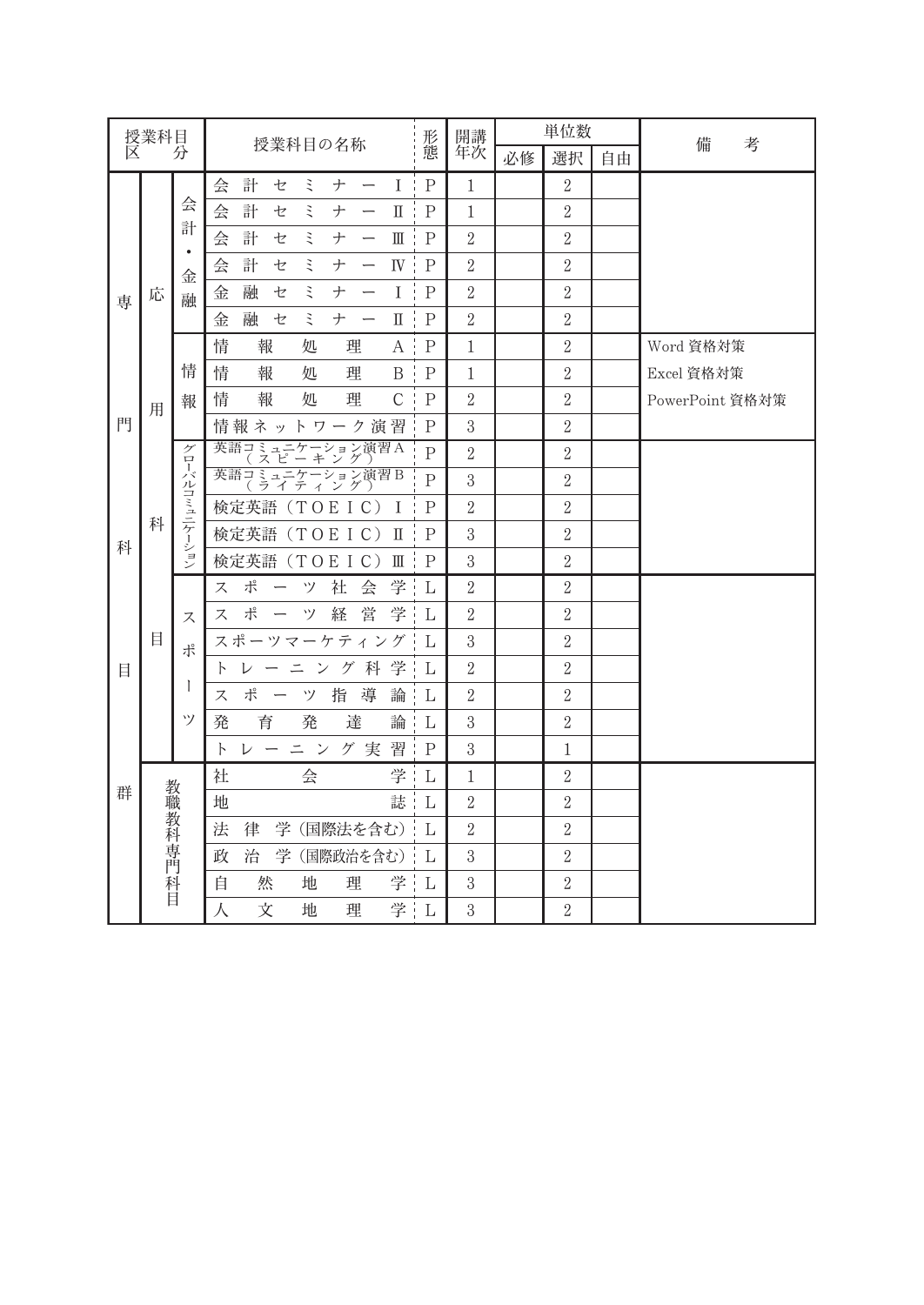| 授業科目区分 | | | 授業科目の名称 | 形態 | 開講年次 | 単位数 | | | 備考 |
|---|---|---|---|---|---|---|---|---|---|
| | | | | | | 必修 | 選択 | 自由 | |
| 専門科目群 | 応用科目 | 会計・金融 | 会計セミナーⅠ | P | 1 | | 2 | | |
| | | | 会計セミナーⅡ | P | 1 | | 2 | | |
| | | | 会計セミナーⅢ | P | 2 | | 2 | | |
| | | | 会計セミナーⅣ | P | 2 | | 2 | | |
| | | | 金融セミナーⅠ | P | 2 | | 2 | | |
| | | | 金融セミナーⅡ | P | 2 | | 2 | | |
| | | 情報 | 情報処理A | P | 1 | | 2 | | Word 資格対策 |
| | | | 情報処理B | P | 1 | | 2 | | Excel 資格対策 |
| | | | 情報処理C | P | 2 | | 2 | | PowerPoint 資格対策 |
| | | | 情報ネットワーク演習 | P | 3 | | 2 | | |
| | | グローバルコミュニケーション | 英語コミュニケーション演習A（スピーキング） | P | 2 | | 2 | | |
| | | | 英語コミュニケーション演習B（ライティング） | P | 3 | | 2 | | |
| | | | 検定英語（TOEIC）Ⅰ | P | 2 | | 2 | | |
| | | | 検定英語（TOEIC）Ⅱ | P | 3 | | 2 | | |
| | | | 検定英語（TOEIC）Ⅲ | P | 3 | | 2 | | |
| | | スポーツ | スポーツ社会学 | L | 2 | | 2 | | |
| | | | スポーツ経営学 | L | 2 | | 2 | | |
| | | | スポーツマーケティング | L | 3 | | 2 | | |
| | | | トレーニング科学 | L | 2 | | 2 | | |
| | | | スポーツ指導論 | L | 2 | | 2 | | |
| | | | 発育発達論 | L | 3 | | 2 | | |
| | | | トレーニング実習 | P | 3 | | 1 | | |
| | 教職教科専門科目 | | 社会学 | L | 1 | | 2 | | |
| | | | 地誌 | L | 2 | | 2 | | |
| | | | 法律学（国際法を含む） | L | 2 | | 2 | | |
| | | | 政治学（国際政治を含む） | L | 3 | | 2 | | |
| | | | 自然地理学 | L | 3 | | 2 | | |
| | | | 人文地理学 | L | 3 | | 2 | | |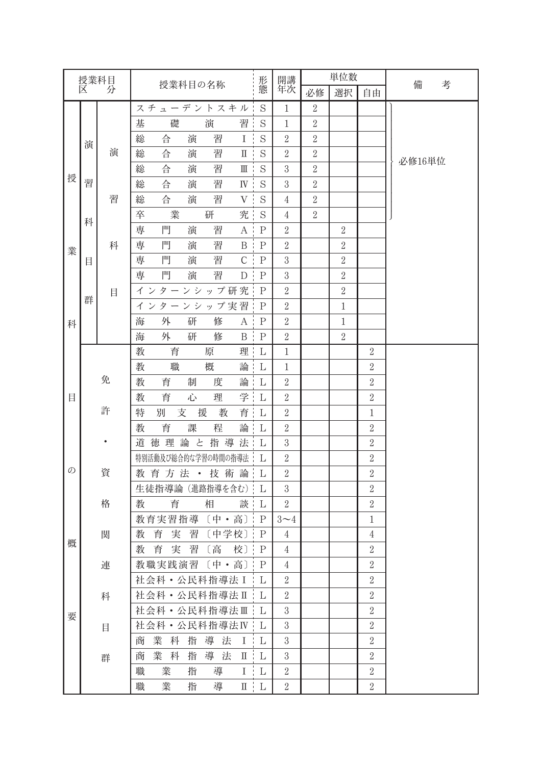| 授業科目区分 | | | 授業科目の名称 | 形態 | 開講年次 | 単位数 必修 | 選択 | 自由 | 備考 |
|---|---|---|---|---|---|---|---|---|---|
| 授業科目の概要 | 演習科目群 | 演習科目 | スチューデントスキル | S | 1 | 2 | | | 必修16単位 |
| | | | 基礎演習 | S | 1 | 2 | | | |
| | | | 総合演習Ⅰ | S | 2 | 2 | | | |
| | | | 総合演習Ⅱ | S | 2 | 2 | | | |
| | | | 総合演習Ⅲ | S | 3 | 2 | | | |
| | | | 総合演習Ⅳ | S | 3 | 2 | | | |
| | | | 総合演習Ⅴ | S | 4 | 2 | | | |
| | | | 卒業研究 | S | 4 | 2 | | | |
| | | | 専門演習A | P | 2 | | 2 | | |
| | | | 専門演習B | P | 2 | | 2 | | |
| | | | 専門演習C | P | 3 | | 2 | | |
| | | | 専門演習D | P | 3 | | 2 | | |
| | | | インターンシップ研究 | P | 2 | | 2 | | |
| | | | インターンシップ実習 | P | 2 | | 1 | | |
| | | | 海外研修A | P | 2 | | 1 | | |
| | | | 海外研修B | P | 2 | | 2 | | |
| | 免許・資格関連科目群 | | 教育原理 | L | 1 | | | 2 | |
| | | | 教職概論 | L | 1 | | | 2 | |
| | | | 教育制度論 | L | 2 | | | 2 | |
| | | | 教育心理学 | L | 2 | | | 2 | |
| | | | 特別支援教育 | L | 2 | | | 1 | |
| | | | 教育課程論 | L | 2 | | | 2 | |
| | | | 道徳理論と指導法 | L | 3 | | | 2 | |
| | | | 特別活動及び総合的な学習の時間の指導法 | L | 2 | | | 2 | |
| | | | 教育方法・技術論 | L | 2 | | | 2 | |
| | | | 生徒指導論（進路指導を含む） | L | 3 | | | 2 | |
| | | | 教育相談 | L | 2 | | | 2 | |
| | | | 教育実習指導〔中・高〕 | P | 3～4 | | | 1 | |
| | | | 教育実習〔中学校〕 | P | 4 | | | 4 | |
| | | | 教育実習〔高校〕 | P | 4 | | | 2 | |
| | | | 教職実践演習〔中・高〕 | P | 4 | | | 2 | |
| | | | 社会科・公民科指導法Ⅰ | L | 2 | | | 2 | |
| | | | 社会科・公民科指導法Ⅱ | L | 2 | | | 2 | |
| | | | 社会科・公民科指導法Ⅲ | L | 3 | | | 2 | |
| | | | 社会科・公民科指導法Ⅳ | L | 3 | | | 2 | |
| | | | 商業科指導法Ⅰ | L | 3 | | | 2 | |
| | | | 商業科指導法Ⅱ | L | 3 | | | 2 | |
| | | | 職業指導Ⅰ | L | 2 | | | 2 | |
| | | | 職業指導Ⅱ | L | 2 | | | 2 | |